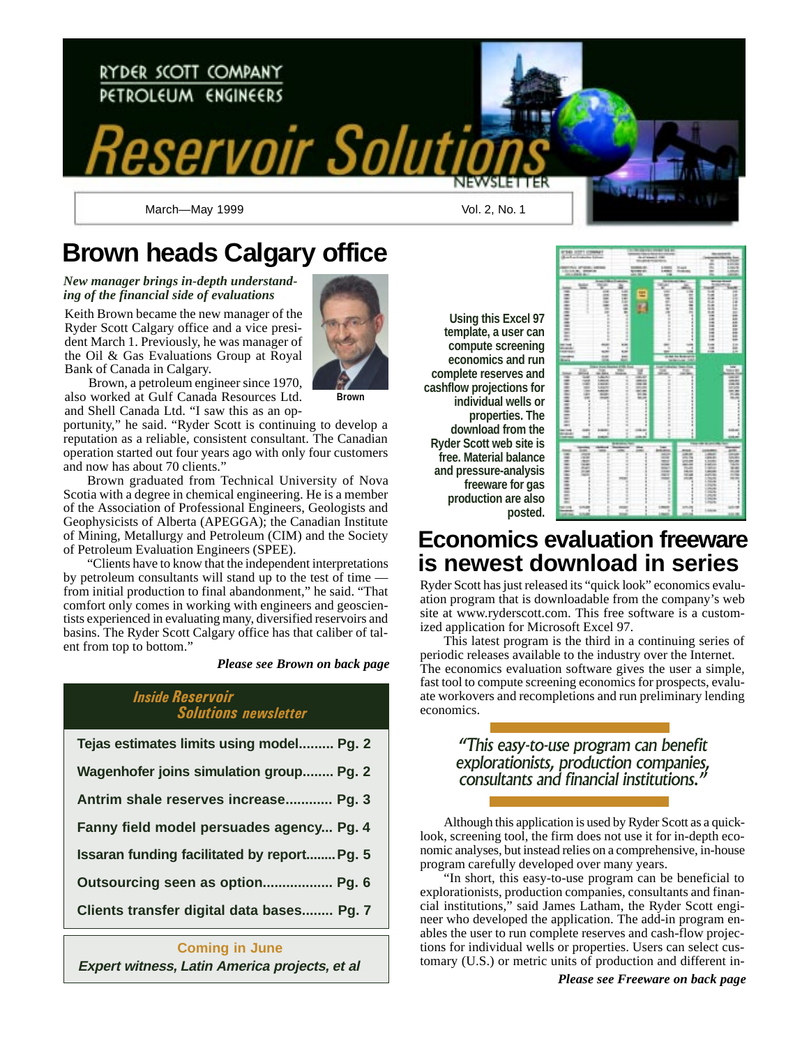RYDER SCOTT COMPANY
PETROLEUM ENGINEERS

# Reservoir Solutions

NEWSLETTER

March—May 1999 Vol. 2, No. 1

## Brown heads Calgary office

***New manager brings in-depth understanding of the financial side of evaluations***

Keith Brown became the new manager of the Ryder Scott Calgary office and a vice president March 1. Previously, he was manager of the Oil & Gas Evaluations Group at Royal Bank of Canada in Calgary.

Brown

Brown, a petroleum engineer since 1970, also worked at Gulf Canada Resources Ltd. and Shell Canada Ltd. "I saw this as an opportunity," he said. "Ryder Scott is continuing to develop a reputation as a reliable, consistent consultant. The Canadian operation started out four years ago with only four customers and now has about 70 clients."

Brown graduated from Technical University of Nova Scotia with a degree in chemical engineering. He is a member of the Association of Professional Engineers, Geologists and Geophysicists of Alberta (APEGGA); the Canadian Institute of Mining, Metallurgy and Petroleum (CIM) and the Society of Petroleum Evaluation Engineers (SPEE).

"Clients have to know that the independent interpretations by petroleum consultants will stand up to the test of time — from initial production to final abandonment," he said. "That comfort only comes in working with engineers and geoscientists experienced in evaluating many, diversified reservoirs and basins. The Ryder Scott Calgary office has that caliber of talent from top to bottom."

***Please see Brown on back page***

### *Inside Reservoir Solutions newsletter*

- **Tejas estimates limits using model......... Pg. 2**
- **Wagenhofer joins simulation group........ Pg. 2**
- **Antrim shale reserves increase............ Pg. 3**
- **Fanny field model persuades agency... Pg. 4**
- **Issaran funding facilitated by report........ Pg. 5**
- **Outsourcing seen as option.................. Pg. 6**
- **Clients transfer digital data bases........ Pg. 7**

**Coming in June**

***Expert witness, Latin America projects, et al***

**Using this Excel 97 template, a user can compute screening economics and run complete reserves and cashflow projections for individual wells or properties. The download from the Ryder Scott web site is free. Material balance and pressure-analysis freeware for gas production are also posted.**

## Economics evaluation freeware is newest download in series

Ryder Scott has just released its "quick look" economics evaluation program that is downloadable from the company's web site at www.ryderscott.com. This free software is a customized application for Microsoft Excel 97.

This latest program is the third in a continuing series of periodic releases available to the industry over the Internet. The economics evaluation software gives the user a simple, fast tool to compute screening economics for prospects, evaluate workovers and recompletions and run preliminary lending economics.

> *"This easy-to-use program can benefit explorationists, production companies, consultants and financial institutions."*

Although this application is used by Ryder Scott as a quick-look, screening tool, the firm does not use it for in-depth economic analyses, but instead relies on a comprehensive, in-house program carefully developed over many years.

"In short, this easy-to-use program can be beneficial to explorationists, production companies, consultants and financial institutions," said James Latham, the Ryder Scott engineer who developed the application. The add-in program enables the user to run complete reserves and cash-flow projections for individual wells or properties. Users can select customary (U.S.) or metric units of production and different in-

***Please see Freeware on back page***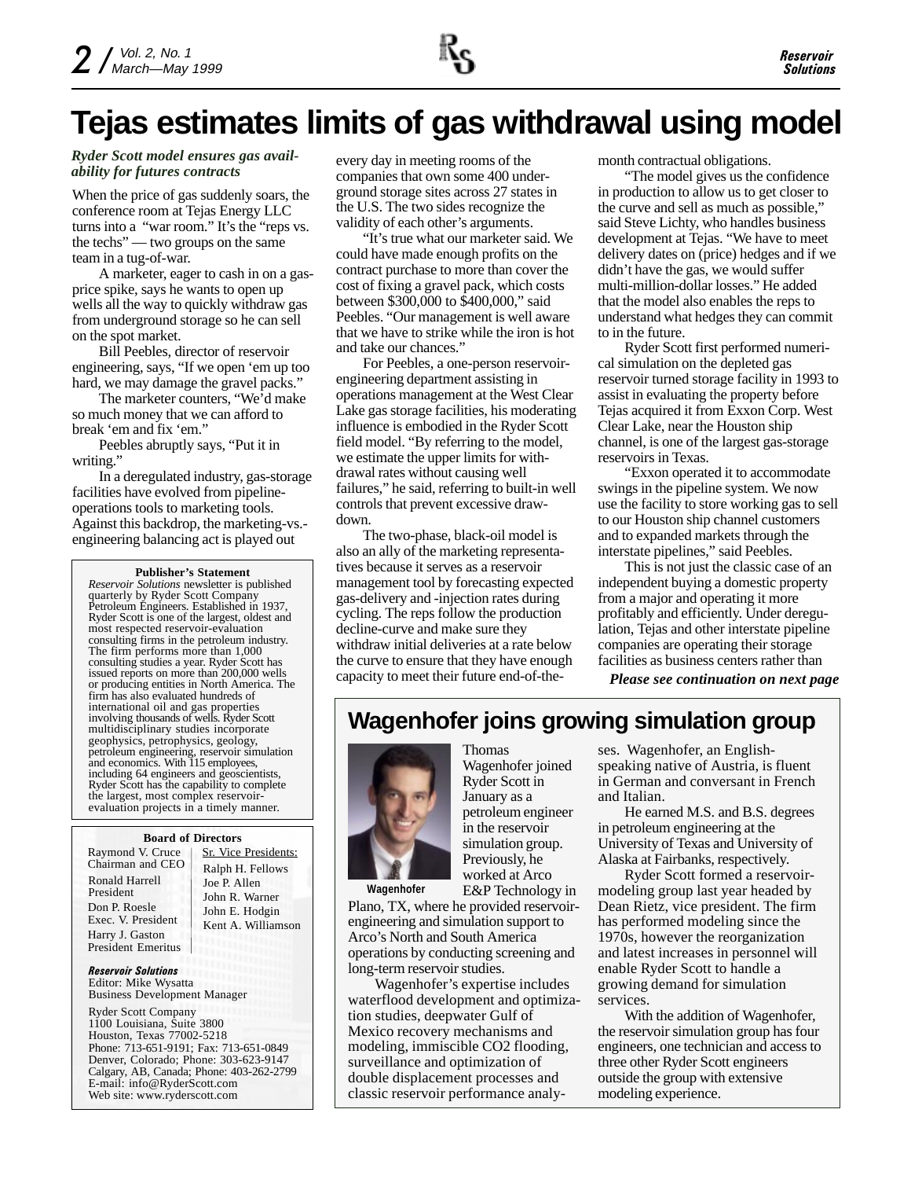# Tejas estimates limits of gas withdrawal using model

***Ryder Scott model ensures gas availability for futures contracts***

When the price of gas suddenly soars, the conference room at Tejas Energy LLC turns into a "war room." It's the "reps vs. the techs" — two groups on the same team in a tug-of-war.

A marketer, eager to cash in on a gas-price spike, says he wants to open up wells all the way to quickly withdraw gas from underground storage so he can sell on the spot market.

Bill Peebles, director of reservoir engineering, says, "If we open 'em up too hard, we may damage the gravel packs."

The marketer counters, "We'd make so much money that we can afford to break 'em and fix 'em."

Peebles abruptly says, "Put it in writing."

In a deregulated industry, gas-storage facilities have evolved from pipeline-operations tools to marketing tools. Against this backdrop, the marketing-vs.-engineering balancing act is played out every day in meeting rooms of the companies that own some 400 underground storage sites across 27 states in the U.S. The two sides recognize the validity of each other's arguments.

"It's true what our marketer said. We could have made enough profits on the contract purchase to more than cover the cost of fixing a gravel pack, which costs between $300,000 to $400,000," said Peebles. "Our management is well aware that we have to strike while the iron is hot and take our chances."

For Peebles, a one-person reservoir-engineering department assisting in operations management at the West Clear Lake gas storage facilities, his moderating influence is embodied in the Ryder Scott field model. "By referring to the model, we estimate the upper limits for withdrawal rates without causing well failures," he said, referring to built-in well controls that prevent excessive drawdown.

The two-phase, black-oil model is also an ally of the marketing representatives because it serves as a reservoir management tool by forecasting expected gas-delivery and -injection rates during cycling. The reps follow the production decline-curve and make sure they withdraw initial deliveries at a rate below the curve to ensure that they have enough capacity to meet their future end-of-the-month contractual obligations.

"The model gives us the confidence in production to allow us to get closer to the curve and sell as much as possible," said Steve Lichty, who handles business development at Tejas. "We have to meet delivery dates on (price) hedges and if we didn't have the gas, we would suffer multi-million-dollar losses." He added that the model also enables the reps to understand what hedges they can commit to in the future.

Ryder Scott first performed numerical simulation on the depleted gas reservoir turned storage facility in 1993 to assist in evaluating the property before Tejas acquired it from Exxon Corp. West Clear Lake, near the Houston ship channel, is one of the largest gas-storage reservoirs in Texas.

"Exxon operated it to accommodate swings in the pipeline system. We now use the facility to store working gas to sell to our Houston ship channel customers and to expanded markets through the interstate pipelines," said Peebles.

This is not just the classic case of an independent buying a domestic property from a major and operating it more profitably and efficiently. Under deregulation, Tejas and other interstate pipeline companies are operating their storage facilities as business centers rather than

***Please see continuation on next page***

**Publisher's Statement**

*Reservoir Solutions* newsletter is published quarterly by Ryder Scott Company Petroleum Engineers. Established in 1937, Ryder Scott is one of the largest, oldest and most respected reservoir-evaluation consulting firms in the petroleum industry. The firm performs more than 1,000 consulting studies a year. Ryder Scott has issued reports on more than 200,000 wells or producing entities in North America. The firm has also evaluated hundreds of international oil and gas properties involving thousands of wells. Ryder Scott multidisciplinary studies incorporate geophysics, petrophysics, geology, petroleum engineering, reservoir simulation and economics. With 115 employees, including 64 engineers and geoscientists, Ryder Scott has the capability to complete the largest, most complex reservoir-evaluation projects in a timely manner.

**Board of Directors**

Raymond V. Cruce
Chairman and CEO

Ronald Harrell
President

Don P. Roesle
Exec. V. President

Harry J. Gaston
President Emeritus

Sr. Vice Presidents:
Ralph H. Fellows
Joe P. Allen
John R. Warner
John E. Hodgin
Kent A. Williamson

***Reservoir Solutions***
Editor: Mike Wysatta
Business Development Manager

Ryder Scott Company
1100 Louisiana, Suite 3800
Houston, Texas 77002-5218
Phone: 713-651-9191; Fax: 713-651-0849
Denver, Colorado; Phone: 303-623-9147
Calgary, AB, Canada; Phone: 403-262-2799
E-mail: info@RyderScott.com
Web site: www.ryderscott.com

## Wagenhofer joins growing simulation group

Wagenhofer

Thomas Wagenhofer joined Ryder Scott in January as a petroleum engineer in the reservoir simulation group. Previously, he worked at Arco E&P Technology in Plano, TX, where he provided reservoir-engineering and simulation support to Arco's North and South America operations by conducting screening and long-term reservoir studies.

Wagenhofer's expertise includes waterflood development and optimization studies, deepwater Gulf of Mexico recovery mechanisms and modeling, immiscible CO2 flooding, surveillance and optimization of double displacement processes and classic reservoir performance analyses. Wagenhofer, an English-speaking native of Austria, is fluent in German and conversant in French and Italian.

He earned M.S. and B.S. degrees in petroleum engineering at the University of Texas and University of Alaska at Fairbanks, respectively.

Ryder Scott formed a reservoir-modeling group last year headed by Dean Rietz, vice president. The firm has performed modeling since the 1970s, however the reorganization and latest increases in personnel will enable Ryder Scott to handle a growing demand for simulation services.

With the addition of Wagenhofer, the reservoir simulation group has four engineers, one technician and access to three other Ryder Scott engineers outside the group with extensive modeling experience.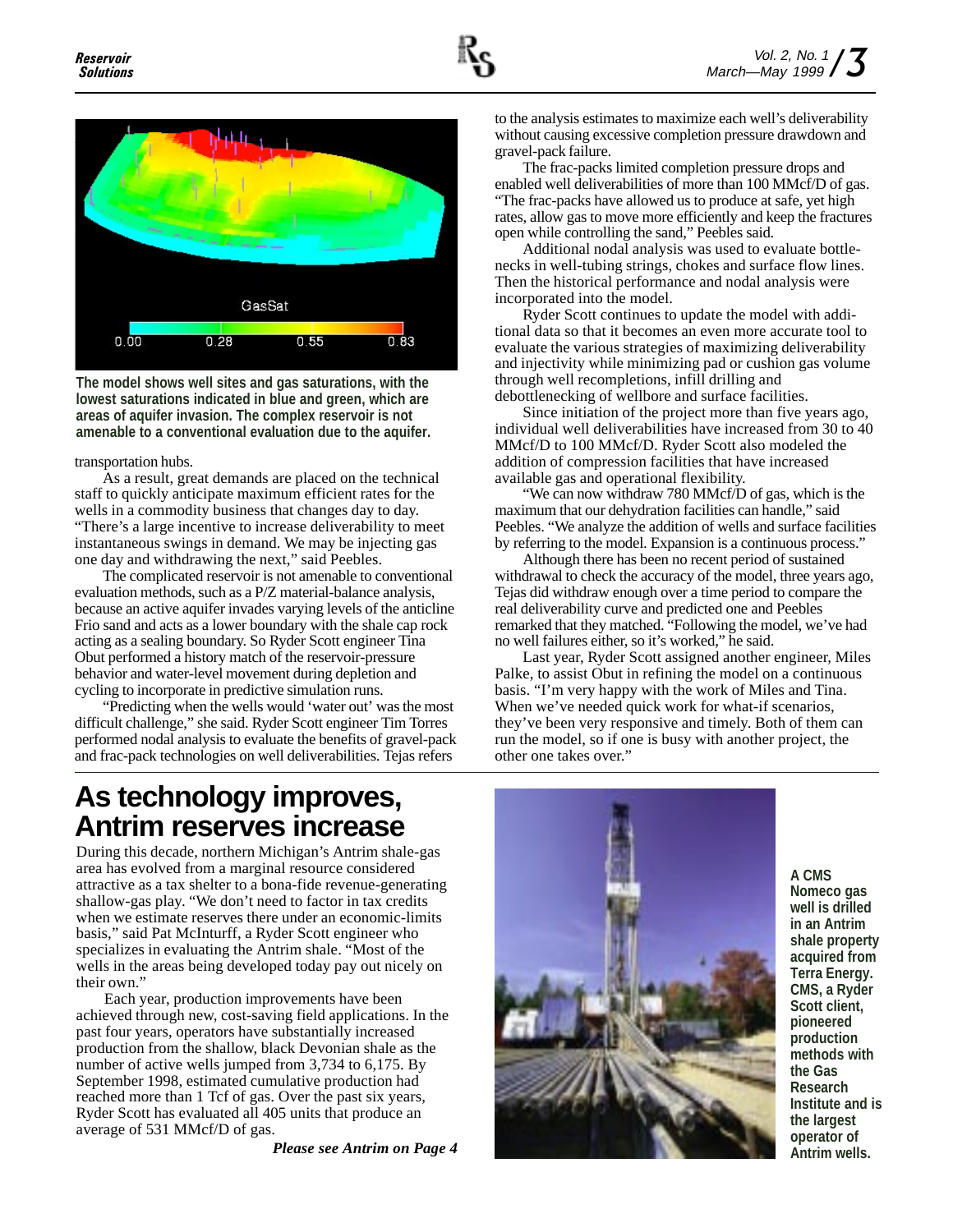The model shows well sites and gas saturations, with the lowest saturations indicated in blue and green, which are areas of aquifer invasion. The complex reservoir is not amenable to a conventional evaluation due to the aquifer.

transportation hubs.

As a result, great demands are placed on the technical staff to quickly anticipate maximum efficient rates for the wells in a commodity business that changes day to day. "There's a large incentive to increase deliverability to meet instantaneous swings in demand. We may be injecting gas one day and withdrawing the next," said Peebles.

The complicated reservoir is not amenable to conventional evaluation methods, such as a P/Z material-balance analysis, because an active aquifer invades varying levels of the anticline Frio sand and acts as a lower boundary with the shale cap rock acting as a sealing boundary. So Ryder Scott engineer Tina Obut performed a history match of the reservoir-pressure behavior and water-level movement during depletion and cycling to incorporate in predictive simulation runs.

"Predicting when the wells would 'water out' was the most difficult challenge," she said. Ryder Scott engineer Tim Torres performed nodal analysis to evaluate the benefits of gravel-pack and frac-pack technologies on well deliverabilities. Tejas refers to the analysis estimates to maximize each well's deliverability without causing excessive completion pressure drawdown and gravel-pack failure.

The frac-packs limited completion pressure drops and enabled well deliverabilities of more than 100 MMcf/D of gas. "The frac-packs have allowed us to produce at safe, yet high rates, allow gas to move more efficiently and keep the fractures open while controlling the sand," Peebles said.

Additional nodal analysis was used to evaluate bottlenecks in well-tubing strings, chokes and surface flow lines. Then the historical performance and nodal analysis were incorporated into the model.

Ryder Scott continues to update the model with additional data so that it becomes an even more accurate tool to evaluate the various strategies of maximizing deliverability and injectivity while minimizing pad or cushion gas volume through well recompletions, infill drilling and debottlenecking of wellbore and surface facilities.

Since initiation of the project more than five years ago, individual well deliverabilities have increased from 30 to 40 MMcf/D to 100 MMcf/D. Ryder Scott also modeled the addition of compression facilities that have increased available gas and operational flexibility.

"We can now withdraw 780 MMcf/D of gas, which is the maximum that our dehydration facilities can handle," said Peebles. "We analyze the addition of wells and surface facilities by referring to the model. Expansion is a continuous process."

Although there has been no recent period of sustained withdrawal to check the accuracy of the model, three years ago, Tejas did withdraw enough over a time period to compare the real deliverability curve and predicted one and Peebles remarked that they matched. "Following the model, we've had no well failures either, so it's worked," he said.

Last year, Ryder Scott assigned another engineer, Miles Palke, to assist Obut in refining the model on a continuous basis. "I'm very happy with the work of Miles and Tina. When we've needed quick work for what-if scenarios, they've been very responsive and timely. Both of them can run the model, so if one is busy with another project, the other one takes over."

# As technology improves, Antrim reserves increase

During this decade, northern Michigan's Antrim shale-gas area has evolved from a marginal resource considered attractive as a tax shelter to a bona-fide revenue-generating shallow-gas play. "We don't need to factor in tax credits when we estimate reserves there under an economic-limits basis," said Pat McInturff, a Ryder Scott engineer who specializes in evaluating the Antrim shale. "Most of the wells in the areas being developed today pay out nicely on their own."

Each year, production improvements have been achieved through new, cost-saving field applications. In the past four years, operators have substantially increased production from the shallow, black Devonian shale as the number of active wells jumped from 3,734 to 6,175. By September 1998, estimated cumulative production had reached more than 1 Tcf of gas. Over the past six years, Ryder Scott has evaluated all 405 units that produce an average of 531 MMcf/D of gas.

***Please see Antrim on Page 4***

A CMS Nomeco gas well is drilled in an Antrim shale property acquired from Terra Energy. CMS, a Ryder Scott client, pioneered production methods with the Gas Research Institute and is the largest operator of Antrim wells.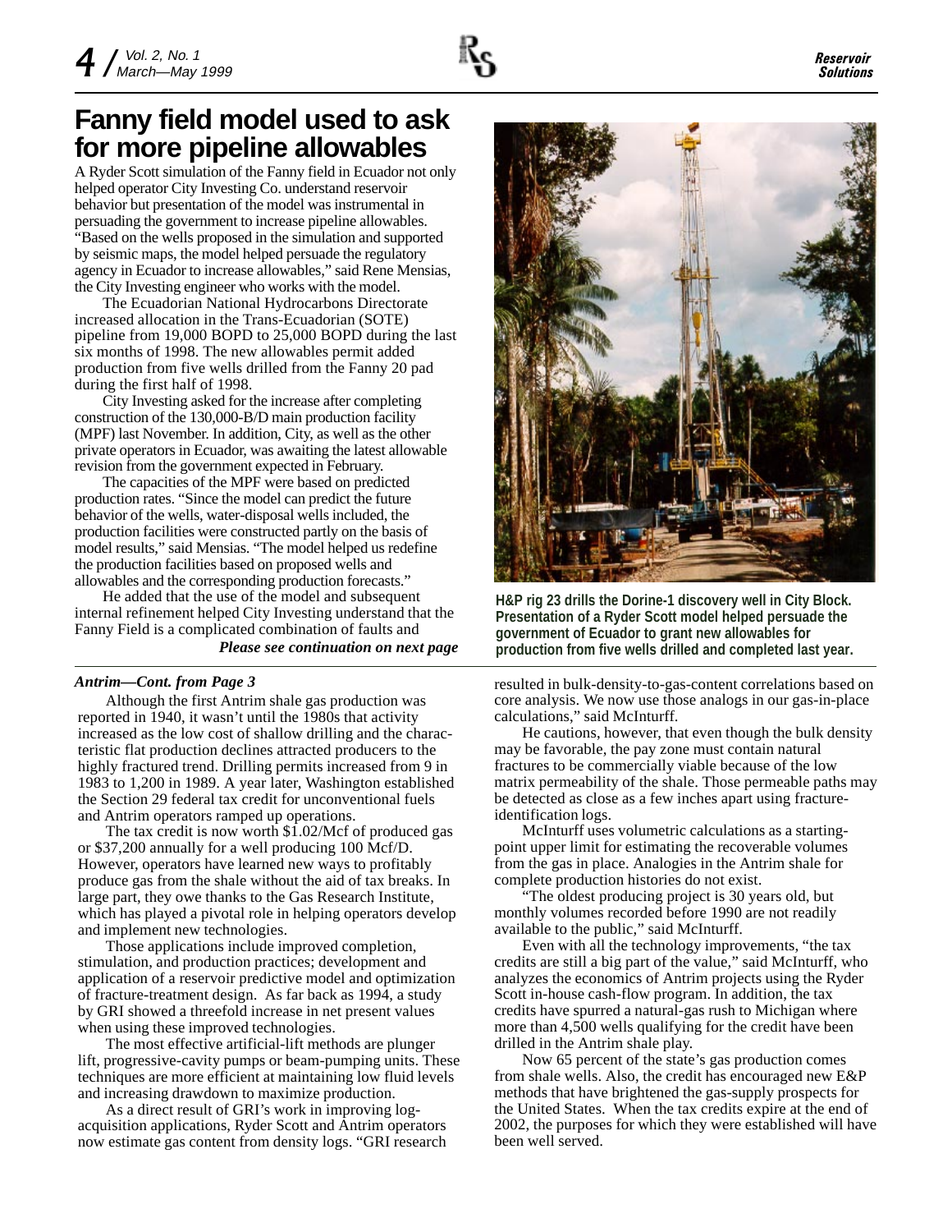# Fanny field model used to ask for more pipeline allowables

A Ryder Scott simulation of the Fanny field in Ecuador not only helped operator City Investing Co. understand reservoir behavior but presentation of the model was instrumental in persuading the government to increase pipeline allowables. "Based on the wells proposed in the simulation and supported by seismic maps, the model helped persuade the regulatory agency in Ecuador to increase allowables," said Rene Mensias, the City Investing engineer who works with the model.

The Ecuadorian National Hydrocarbons Directorate increased allocation in the Trans-Ecuadorian (SOTE) pipeline from 19,000 BOPD to 25,000 BOPD during the last six months of 1998. The new allowables permit added production from five wells drilled from the Fanny 20 pad during the first half of 1998.

City Investing asked for the increase after completing construction of the 130,000-B/D main production facility (MPF) last November. In addition, City, as well as the other private operators in Ecuador, was awaiting the latest allowable revision from the government expected in February.

The capacities of the MPF were based on predicted production rates. "Since the model can predict the future behavior of the wells, water-disposal wells included, the production facilities were constructed partly on the basis of model results," said Mensias. "The model helped us redefine the production facilities based on proposed wells and allowables and the corresponding production forecasts."

He added that the use of the model and subsequent internal refinement helped City Investing understand that the Fanny Field is a complicated combination of faults and

***Please see continuation on next page***

**H&P rig 23 drills the Dorine-1 discovery well in City Block. Presentation of a Ryder Scott model helped persuade the government of Ecuador to grant new allowables for production from five wells drilled and completed last year.**

***Antrim—Cont. from Page 3***

Although the first Antrim shale gas production was reported in 1940, it wasn't until the 1980s that activity increased as the low cost of shallow drilling and the characteristic flat production declines attracted producers to the highly fractured trend. Drilling permits increased from 9 in 1983 to 1,200 in 1989. A year later, Washington established the Section 29 federal tax credit for unconventional fuels and Antrim operators ramped up operations.

The tax credit is now worth $1.02/Mcf of produced gas or $37,200 annually for a well producing 100 Mcf/D. However, operators have learned new ways to profitably produce gas from the shale without the aid of tax breaks. In large part, they owe thanks to the Gas Research Institute, which has played a pivotal role in helping operators develop and implement new technologies.

Those applications include improved completion, stimulation, and production practices; development and application of a reservoir predictive model and optimization of fracture-treatment design. As far back as 1994, a study by GRI showed a threefold increase in net present values when using these improved technologies.

The most effective artificial-lift methods are plunger lift, progressive-cavity pumps or beam-pumping units. These techniques are more efficient at maintaining low fluid levels and increasing drawdown to maximize production.

As a direct result of GRI's work in improving log-acquisition applications, Ryder Scott and Antrim operators now estimate gas content from density logs. "GRI research resulted in bulk-density-to-gas-content correlations based on core analysis. We now use those analogs in our gas-in-place calculations," said McInturff.

He cautions, however, that even though the bulk density may be favorable, the pay zone must contain natural fractures to be commercially viable because of the low matrix permeability of the shale. Those permeable paths may be detected as close as a few inches apart using fracture-identification logs.

McInturff uses volumetric calculations as a starting-point upper limit for estimating the recoverable volumes from the gas in place. Analogies in the Antrim shale for complete production histories do not exist.

"The oldest producing project is 30 years old, but monthly volumes recorded before 1990 are not readily available to the public," said McInturff.

Even with all the technology improvements, "the tax credits are still a big part of the value," said McInturff, who analyzes the economics of Antrim projects using the Ryder Scott in-house cash-flow program. In addition, the tax credits have spurred a natural-gas rush to Michigan where more than 4,500 wells qualifying for the credit have been drilled in the Antrim shale play.

Now 65 percent of the state's gas production comes from shale wells. Also, the credit has encouraged new E&P methods that have brightened the gas-supply prospects for the United States. When the tax credits expire at the end of 2002, the purposes for which they were established will have been well served.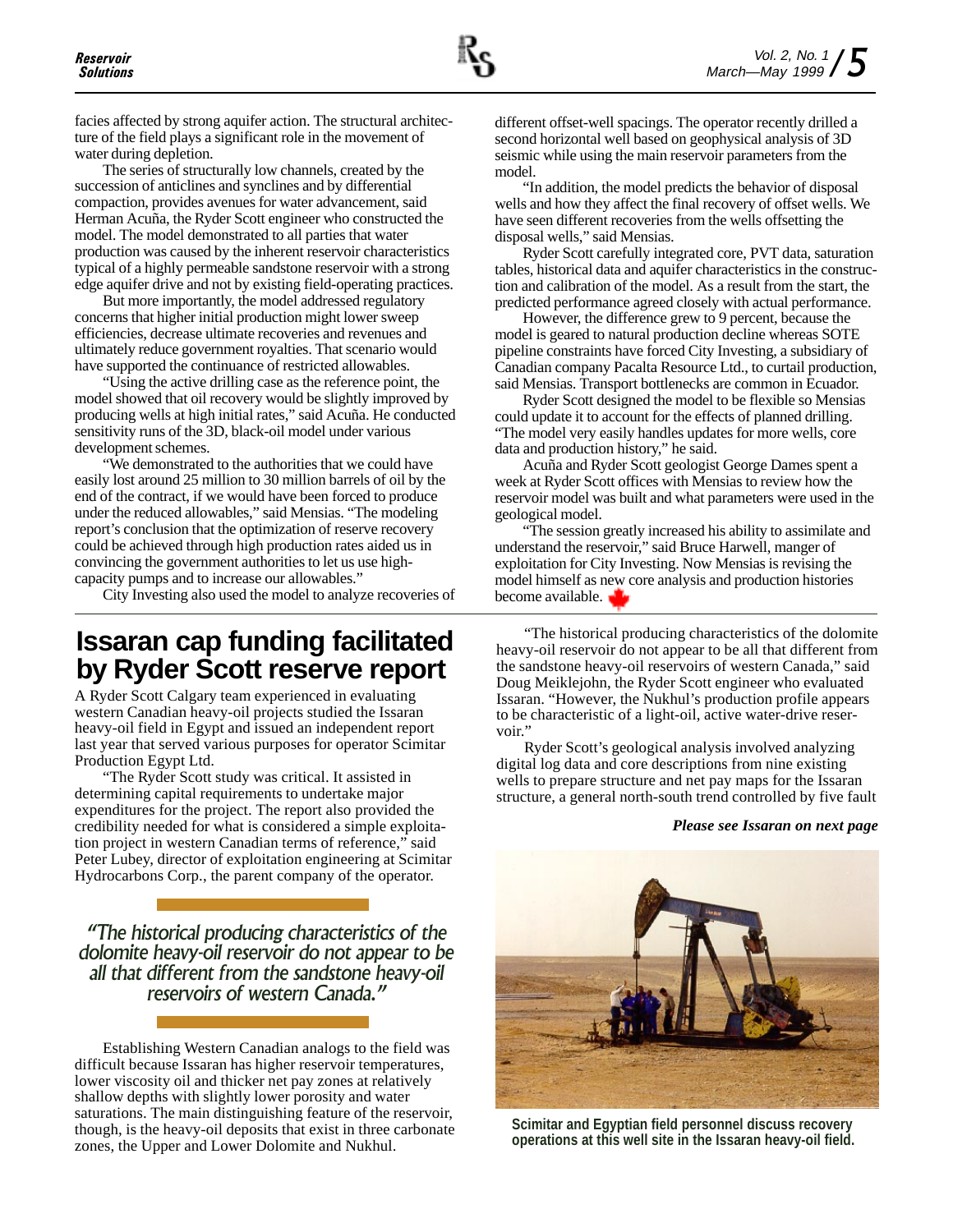facies affected by strong aquifer action. The structural architecture of the field plays a significant role in the movement of water during depletion.

The series of structurally low channels, created by the succession of anticlines and synclines and by differential compaction, provides avenues for water advancement, said Herman Acuña, the Ryder Scott engineer who constructed the model. The model demonstrated to all parties that water production was caused by the inherent reservoir characteristics typical of a highly permeable sandstone reservoir with a strong edge aquifer drive and not by existing field-operating practices.

But more importantly, the model addressed regulatory concerns that higher initial production might lower sweep efficiencies, decrease ultimate recoveries and revenues and ultimately reduce government royalties. That scenario would have supported the continuance of restricted allowables.

"Using the active drilling case as the reference point, the model showed that oil recovery would be slightly improved by producing wells at high initial rates," said Acuña. He conducted sensitivity runs of the 3D, black-oil model under various development schemes.

"We demonstrated to the authorities that we could have easily lost around 25 million to 30 million barrels of oil by the end of the contract, if we would have been forced to produce under the reduced allowables," said Mensias. "The modeling report's conclusion that the optimization of reserve recovery could be achieved through high production rates aided us in convincing the government authorities to let us use high-capacity pumps and to increase our allowables."

City Investing also used the model to analyze recoveries of different offset-well spacings. The operator recently drilled a second horizontal well based on geophysical analysis of 3D seismic while using the main reservoir parameters from the model.

"In addition, the model predicts the behavior of disposal wells and how they affect the final recovery of offset wells. We have seen different recoveries from the wells offsetting the disposal wells," said Mensias.

Ryder Scott carefully integrated core, PVT data, saturation tables, historical data and aquifer characteristics in the construction and calibration of the model. As a result from the start, the predicted performance agreed closely with actual performance.

However, the difference grew to 9 percent, because the model is geared to natural production decline whereas SOTE pipeline constraints have forced City Investing, a subsidiary of Canadian company Pacalta Resource Ltd., to curtail production, said Mensias. Transport bottlenecks are common in Ecuador.

Ryder Scott designed the model to be flexible so Mensias could update it to account for the effects of planned drilling. "The model very easily handles updates for more wells, core data and production history," he said.

Acuña and Ryder Scott geologist George Dames spent a week at Ryder Scott offices with Mensias to review how the reservoir model was built and what parameters were used in the geological model.

"The session greatly increased his ability to assimilate and understand the reservoir," said Bruce Harwell, manger of exploitation for City Investing. Now Mensias is revising the model himself as new core analysis and production histories become available.

# Issaran cap funding facilitated by Ryder Scott reserve report

A Ryder Scott Calgary team experienced in evaluating western Canadian heavy-oil projects studied the Issaran heavy-oil field in Egypt and issued an independent report last year that served various purposes for operator Scimitar Production Egypt Ltd.

"The Ryder Scott study was critical. It assisted in determining capital requirements to undertake major expenditures for the project. The report also provided the credibility needed for what is considered a simple exploitation project in western Canadian terms of reference," said Peter Lubey, director of exploitation engineering at Scimitar Hydrocarbons Corp., the parent company of the operator.

*"The historical producing characteristics of the dolomite heavy-oil reservoir do not appear to be all that different from the sandstone heavy-oil reservoirs of western Canada."*

Establishing Western Canadian analogs to the field was difficult because Issaran has higher reservoir temperatures, lower viscosity oil and thicker net pay zones at relatively shallow depths with slightly lower porosity and water saturations. The main distinguishing feature of the reservoir, though, is the heavy-oil deposits that exist in three carbonate zones, the Upper and Lower Dolomite and Nukhul.

"The historical producing characteristics of the dolomite heavy-oil reservoir do not appear to be all that different from the sandstone heavy-oil reservoirs of western Canada," said Doug Meiklejohn, the Ryder Scott engineer who evaluated Issaran. "However, the Nukhul's production profile appears to be characteristic of a light-oil, active water-drive reservoir."

Ryder Scott's geological analysis involved analyzing digital log data and core descriptions from nine existing wells to prepare structure and net pay maps for the Issaran structure, a general north-south trend controlled by five fault

***Please see Issaran on next page***

Scimitar and Egyptian field personnel discuss recovery operations at this well site in the Issaran heavy-oil field.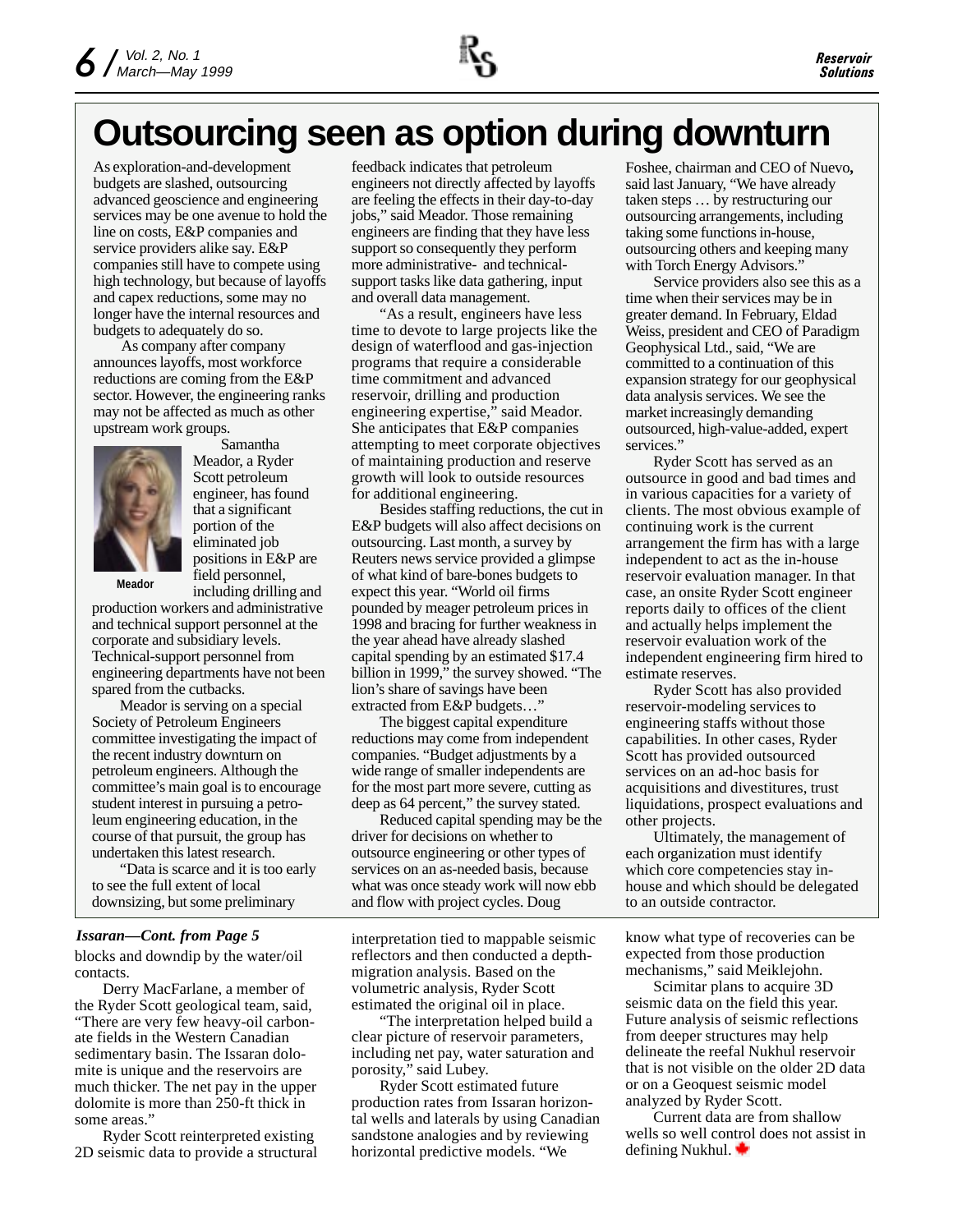# Outsourcing seen as option during downturn

As exploration-and-development budgets are slashed, outsourcing advanced geoscience and engineering services may be one avenue to hold the line on costs, E&P companies and service providers alike say. E&P companies still have to compete using high technology, but because of layoffs and capex reductions, some may no longer have the internal resources and budgets to adequately do so.

As company after company announces layoffs, most workforce reductions are coming from the E&P sector. However, the engineering ranks may not be affected as much as other upstream work groups.

Meador

Samantha Meador, a Ryder Scott petroleum engineer, has found that a significant portion of the eliminated job positions in E&P are field personnel, including drilling and production workers and administrative and technical support personnel at the corporate and subsidiary levels. Technical-support personnel from engineering departments have not been spared from the cutbacks.

Meador is serving on a special Society of Petroleum Engineers committee investigating the impact of the recent industry downturn on petroleum engineers. Although the committee's main goal is to encourage student interest in pursuing a petroleum engineering education, in the course of that pursuit, the group has undertaken this latest research.

"Data is scarce and it is too early to see the full extent of local downsizing, but some preliminary feedback indicates that petroleum engineers not directly affected by layoffs are feeling the effects in their day-to-day jobs," said Meador. Those remaining engineers are finding that they have less support so consequently they perform more administrative- and technical-support tasks like data gathering, input and overall data management.

"As a result, engineers have less time to devote to large projects like the design of waterflood and gas-injection programs that require a considerable time commitment and advanced reservoir, drilling and production engineering expertise," said Meador. She anticipates that E&P companies attempting to meet corporate objectives of maintaining production and reserve growth will look to outside resources for additional engineering.

Besides staffing reductions, the cut in E&P budgets will also affect decisions on outsourcing. Last month, a survey by Reuters news service provided a glimpse of what kind of bare-bones budgets to expect this year. "World oil firms pounded by meager petroleum prices in 1998 and bracing for further weakness in the year ahead have already slashed capital spending by an estimated $17.4 billion in 1999," the survey showed. "The lion's share of savings have been extracted from E&P budgets…"

The biggest capital expenditure reductions may come from independent companies. "Budget adjustments by a wide range of smaller independents are for the most part more severe, cutting as deep as 64 percent," the survey stated.

Reduced capital spending may be the driver for decisions on whether to outsource engineering or other types of services on an as-needed basis, because what was once steady work will now ebb and flow with project cycles. Doug Foshee, chairman and CEO of Nuevo, said last January, "We have already taken steps … by restructuring our outsourcing arrangements, including taking some functions in-house, outsourcing others and keeping many with Torch Energy Advisors."

Service providers also see this as a time when their services may be in greater demand. In February, Eldad Weiss, president and CEO of Paradigm Geophysical Ltd., said, "We are committed to a continuation of this expansion strategy for our geophysical data analysis services. We see the market increasingly demanding outsourced, high-value-added, expert services."

Ryder Scott has served as an outsource in good and bad times and in various capacities for a variety of clients. The most obvious example of continuing work is the current arrangement the firm has with a large independent to act as the in-house reservoir evaluation manager. In that case, an onsite Ryder Scott engineer reports daily to offices of the client and actually helps implement the reservoir evaluation work of the independent engineering firm hired to estimate reserves.

Ryder Scott has also provided reservoir-modeling services to engineering staffs without those capabilities. In other cases, Ryder Scott has provided outsourced services on an ad-hoc basis for acquisitions and divestitures, trust liquidations, prospect evaluations and other projects.

Ultimately, the management of each organization must identify which core competencies stay in-house and which should be delegated to an outside contractor.

***Issaran—Cont. from Page 5***

blocks and downdip by the water/oil contacts.

Derry MacFarlane, a member of the Ryder Scott geological team, said, "There are very few heavy-oil carbonate fields in the Western Canadian sedimentary basin. The Issaran dolomite is unique and the reservoirs are much thicker. The net pay in the upper dolomite is more than 250-ft thick in some areas."

Ryder Scott reinterpreted existing 2D seismic data to provide a structural interpretation tied to mappable seismic reflectors and then conducted a depth-migration analysis. Based on the volumetric analysis, Ryder Scott estimated the original oil in place.

"The interpretation helped build a clear picture of reservoir parameters, including net pay, water saturation and porosity," said Lubey.

Ryder Scott estimated future production rates from Issaran horizontal wells and laterals by using Canadian sandstone analogies and by reviewing horizontal predictive models. "We know what type of recoveries can be expected from those production mechanisms," said Meiklejohn.

Scimitar plans to acquire 3D seismic data on the field this year. Future analysis of seismic reflections from deeper structures may help delineate the reefal Nukhul reservoir that is not visible on the older 2D data or on a Geoquest seismic model analyzed by Ryder Scott.

Current data are from shallow wells so well control does not assist in defining Nukhul.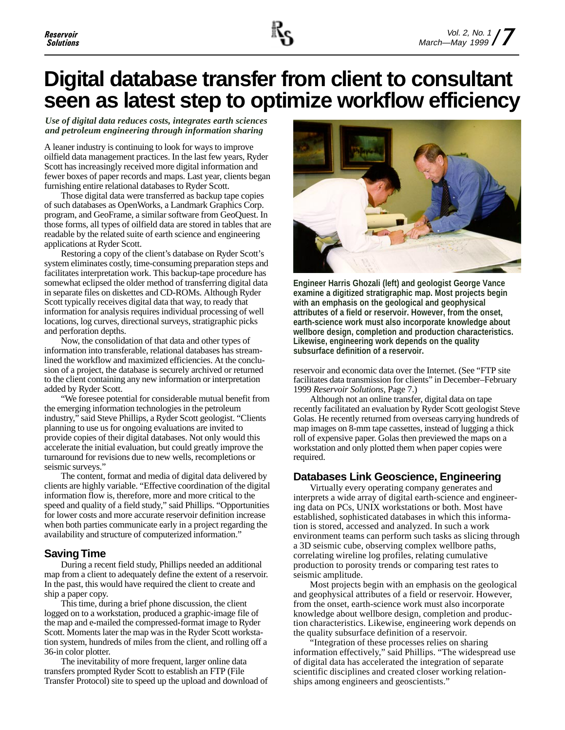# Digital database transfer from client to consultant seen as latest step to optimize workflow efficiency

*Use of digital data reduces costs, integrates earth sciences and petroleum engineering through information sharing*

A leaner industry is continuing to look for ways to improve oilfield data management practices. In the last few years, Ryder Scott has increasingly received more digital information and fewer boxes of paper records and maps. Last year, clients began furnishing entire relational databases to Ryder Scott.

Those digital data were transferred as backup tape copies of such databases as OpenWorks, a Landmark Graphics Corp. program, and GeoFrame, a similar software from GeoQuest. In those forms, all types of oilfield data are stored in tables that are readable by the related suite of earth science and engineering applications at Ryder Scott.

Restoring a copy of the client's database on Ryder Scott's system eliminates costly, time-consuming preparation steps and facilitates interpretation work. This backup-tape procedure has somewhat eclipsed the older method of transferring digital data in separate files on diskettes and CD-ROMs. Although Ryder Scott typically receives digital data that way, to ready that information for analysis requires individual processing of well locations, log curves, directional surveys, stratigraphic picks and perforation depths.

Now, the consolidation of that data and other types of information into transferable, relational databases has streamlined the workflow and maximized efficiencies. At the conclusion of a project, the database is securely archived or returned to the client containing any new information or interpretation added by Ryder Scott.

"We foresee potential for considerable mutual benefit from the emerging information technologies in the petroleum industry," said Steve Phillips, a Ryder Scott geologist. "Clients planning to use us for ongoing evaluations are invited to provide copies of their digital databases. Not only would this accelerate the initial evaluation, but could greatly improve the turnaround for revisions due to new wells, recompletions or seismic surveys."

The content, format and media of digital data delivered by clients are highly variable. "Effective coordination of the digital information flow is, therefore, more and more critical to the speed and quality of a field study," said Phillips. "Opportunities for lower costs and more accurate reservoir definition increase when both parties communicate early in a project regarding the availability and structure of computerized information."

## Saving Time

During a recent field study, Phillips needed an additional map from a client to adequately define the extent of a reservoir. In the past, this would have required the client to create and ship a paper copy.

This time, during a brief phone discussion, the client logged on to a workstation, produced a graphic-image file of the map and e-mailed the compressed-format image to Ryder Scott. Moments later the map was in the Ryder Scott workstation system, hundreds of miles from the client, and rolling off a 36-in color plotter.

The inevitability of more frequent, larger online data transfers prompted Ryder Scott to establish an FTP (File Transfer Protocol) site to speed up the upload and download of reservoir and economic data over the Internet. (See "FTP site facilitates data transmission for clients" in December–February 1999 *Reservoir Solutions*, Page 7.)

**Engineer Harris Ghozali (left) and geologist George Vance examine a digitized stratigraphic map. Most projects begin with an emphasis on the geological and geophysical attributes of a field or reservoir. However, from the onset, earth-science work must also incorporate knowledge about wellbore design, completion and production characteristics. Likewise, engineering work depends on the quality subsurface definition of a reservoir.**

Although not an online transfer, digital data on tape recently facilitated an evaluation by Ryder Scott geologist Steve Golas. He recently returned from overseas carrying hundreds of map images on 8-mm tape cassettes, instead of lugging a thick roll of expensive paper. Golas then previewed the maps on a workstation and only plotted them when paper copies were required.

## Databases Link Geoscience, Engineering

Virtually every operating company generates and interprets a wide array of digital earth-science and engineering data on PCs, UNIX workstations or both. Most have established, sophisticated databases in which this information is stored, accessed and analyzed. In such a work environment teams can perform such tasks as slicing through a 3D seismic cube, observing complex wellbore paths, correlating wireline log profiles, relating cumulative production to porosity trends or comparing test rates to seismic amplitude.

Most projects begin with an emphasis on the geological and geophysical attributes of a field or reservoir. However, from the onset, earth-science work must also incorporate knowledge about wellbore design, completion and production characteristics. Likewise, engineering work depends on the quality subsurface definition of a reservoir.

"Integration of these processes relies on sharing information effectively," said Phillips. "The widespread use of digital data has accelerated the integration of separate scientific disciplines and created closer working relationships among engineers and geoscientists."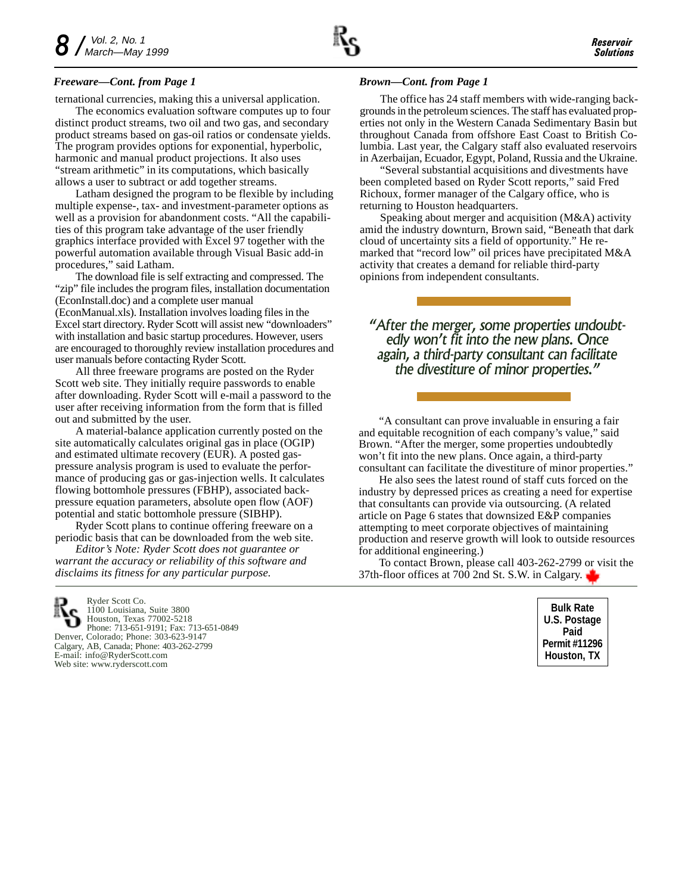### *Freeware—Cont. from Page 1*

ternational currencies, making this a universal application.

The economics evaluation software computes up to four distinct product streams, two oil and two gas, and secondary product streams based on gas-oil ratios or condensate yields. The program provides options for exponential, hyperbolic, harmonic and manual product projections. It also uses "stream arithmetic" in its computations, which basically allows a user to subtract or add together streams.

Latham designed the program to be flexible by including multiple expense-, tax- and investment-parameter options as well as a provision for abandonment costs. "All the capabilities of this program take advantage of the user friendly graphics interface provided with Excel 97 together with the powerful automation available through Visual Basic add-in procedures," said Latham.

The download file is self extracting and compressed. The "zip" file includes the program files, installation documentation (EconInstall.doc) and a complete user manual (EconManual.xls). Installation involves loading files in the Excel start directory. Ryder Scott will assist new "downloaders" with installation and basic startup procedures. However, users are encouraged to thoroughly review installation procedures and user manuals before contacting Ryder Scott.

All three freeware programs are posted on the Ryder Scott web site. They initially require passwords to enable after downloading. Ryder Scott will e-mail a password to the user after receiving information from the form that is filled out and submitted by the user.

A material-balance application currently posted on the site automatically calculates original gas in place (OGIP) and estimated ultimate recovery (EUR). A posted gas-pressure analysis program is used to evaluate the performance of producing gas or gas-injection wells. It calculates flowing bottomhole pressures (FBHP), associated back-pressure equation parameters, absolute open flow (AOF) potential and static bottomhole pressure (SIBHP).

Ryder Scott plans to continue offering freeware on a periodic basis that can be downloaded from the web site.

*Editor's Note: Ryder Scott does not guarantee or warrant the accuracy or reliability of this software and disclaims its fitness for any particular purpose.*

### *Brown—Cont. from Page 1*

The office has 24 staff members with wide-ranging backgrounds in the petroleum sciences. The staff has evaluated properties not only in the Western Canada Sedimentary Basin but throughout Canada from offshore East Coast to British Columbia. Last year, the Calgary staff also evaluated reservoirs in Azerbaijan, Ecuador, Egypt, Poland, Russia and the Ukraine.

"Several substantial acquisitions and divestments have been completed based on Ryder Scott reports," said Fred Richoux, former manager of the Calgary office, who is returning to Houston headquarters.

Speaking about merger and acquisition (M&A) activity amid the industry downturn, Brown said, "Beneath that dark cloud of uncertainty sits a field of opportunity." He remarked that "record low" oil prices have precipitated M&A activity that creates a demand for reliable third-party opinions from independent consultants.

> *"After the merger, some properties undoubtedly won't fit into the new plans. Once again, a third-party consultant can facilitate the divestiture of minor properties."*

"A consultant can prove invaluable in ensuring a fair and equitable recognition of each company's value," said Brown. "After the merger, some properties undoubtedly won't fit into the new plans. Once again, a third-party consultant can facilitate the divestiture of minor properties."

He also sees the latest round of staff cuts forced on the industry by depressed prices as creating a need for expertise that consultants can provide via outsourcing. (A related article on Page 6 states that downsized E&P companies attempting to meet corporate objectives of maintaining production and reserve growth will look to outside resources for additional engineering.)

To contact Brown, please call 403-262-2799 or visit the 37th-floor offices at 700 2nd St. S.W. in Calgary.

---

Ryder Scott Co.
1100 Louisiana, Suite 3800
Houston, Texas 77002-5218
Phone: 713-651-9191; Fax: 713-651-0849
Denver, Colorado; Phone: 303-623-9147
Calgary, AB, Canada; Phone: 403-262-2799
E-mail: info@RyderScott.com
Web site: www.ryderscott.com

**Bulk Rate**
**U.S. Postage**
**Paid**
**Permit #11296**
**Houston, TX**